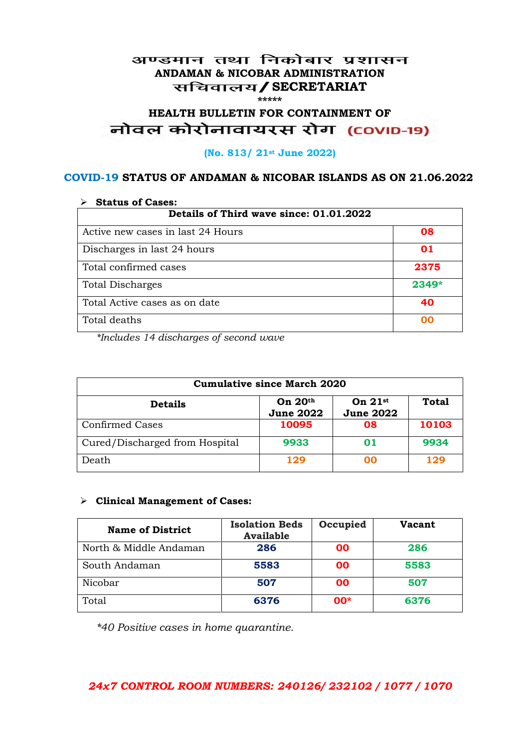# अण्डमान तथा निकोबार प्रशासन
## ANDAMAN & NICOBAR ADMINISTRATION
## सचिवालय / SECRETARIAT

*****

## HEALTH BULLETIN FOR CONTAINMENT OF
## नोवल कोरोनावायरस रोग (COVID-19)

**(No. 813/ 21st June 2022)**

### COVID-19 STATUS OF ANDAMAN & NICOBAR ISLANDS AS ON 21.06.2022

- **Status of Cases:**

| Details of Third wave since: 01.01.2022 | |
|---|---|
| Active new cases in last 24 Hours | 08 |
| Discharges in last 24 hours | 01 |
| Total confirmed cases | 2375 |
| Total Discharges | 2349* |
| Total Active cases as on date | 40 |
| Total deaths | 00 |

*Includes 14 discharges of second wave*

| Cumulative since March 2020 | | | |
|---|---|---|---|
| **Details** | **On 20th June 2022** | **On 21st June 2022** | **Total** |
| Confirmed Cases | 10095 | 08 | 10103 |
| Cured/Discharged from Hospital | 9933 | 01 | 9934 |
| Death | 129 | 00 | 129 |

- **Clinical Management of Cases:**

| Name of District | Isolation Beds Available | Occupied | Vacant |
|---|---|---|---|
| North & Middle Andaman | 286 | 00 | 286 |
| South Andaman | 5583 | 00 | 5583 |
| Nicobar | 507 | 00 | 507 |
| Total | 6376 | 00* | 6376 |

*\*40 Positive cases in home quarantine.*

***24x7 CONTROL ROOM NUMBERS: 240126/ 232102 / 1077 / 1070***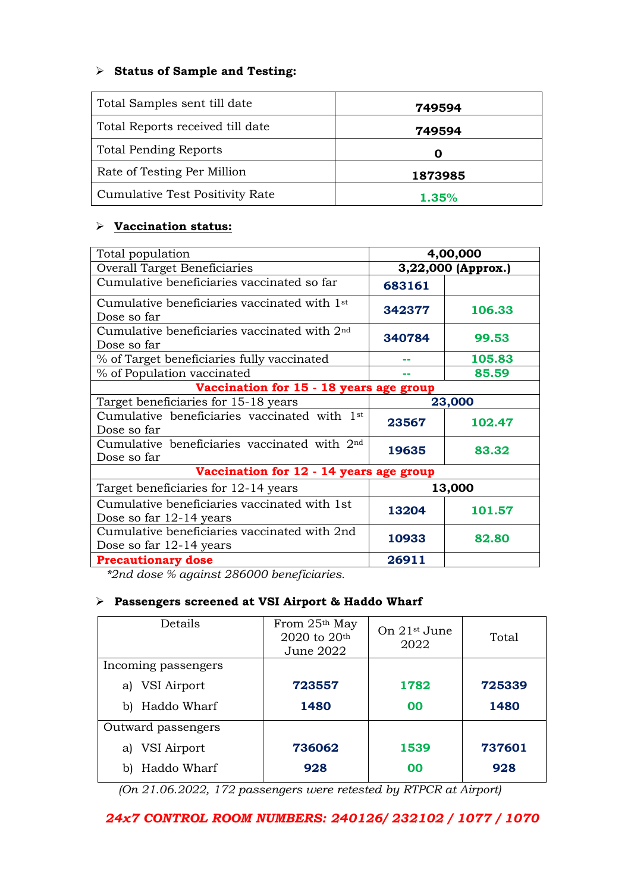- **Status of Sample and Testing:**

| | |
|---|---|
| Total Samples sent till date | **749594** |
| Total Reports received till date | **749594** |
| Total Pending Reports | **0** |
| Rate of Testing Per Million | **1873985** |
| Cumulative Test Positivity Rate | **1.35%** |

- **Vaccination status:**

| | | |
|---|---|---|
| Total population | **4,00,000** | |
| Overall Target Beneficiaries | **3,22,000 (Approx.)** | |
| Cumulative beneficiaries vaccinated so far | **683161** | |
| Cumulative beneficiaries vaccinated with 1st Dose so far | **342377** | **106.33** |
| Cumulative beneficiaries vaccinated with 2nd Dose so far | **340784** | **99.53** |
| % of Target beneficiaries fully vaccinated | -- | **105.83** |
| % of Population vaccinated | -- | **85.59** |
| **Vaccination for 15 - 18 years age group** | | |
| Target beneficiaries for 15-18 years | **23,000** | |
| Cumulative beneficiaries vaccinated with 1st Dose so far | **23567** | **102.47** |
| Cumulative beneficiaries vaccinated with 2nd Dose so far | **19635** | **83.32** |
| **Vaccination for 12 - 14 years age group** | | |
| Target beneficiaries for 12-14 years | **13,000** | |
| Cumulative beneficiaries vaccinated with 1st Dose so far 12-14 years | **13204** | **101.57** |
| Cumulative beneficiaries vaccinated with 2nd Dose so far 12-14 years | **10933** | **82.80** |
| **Precautionary dose** | **26911** | |

*\*2nd dose % against 286000 beneficiaries.*

- **Passengers screened at VSI Airport & Haddo Wharf**

| Details | From 25th May 2020 to 20th June 2022 | On 21st June 2022 | Total |
|---|---|---|---|
| Incoming passengers | | | |
| a) VSI Airport | **723557** | **1782** | **725339** |
| b) Haddo Wharf | **1480** | **00** | **1480** |
| Outward passengers | | | |
| a) VSI Airport | **736062** | **1539** | **737601** |
| b) Haddo Wharf | **928** | **00** | **928** |

*(On 21.06.2022, 172 passengers were retested by RTPCR at Airport)*

***24x7 CONTROL ROOM NUMBERS: 240126/ 232102 / 1077 / 1070***